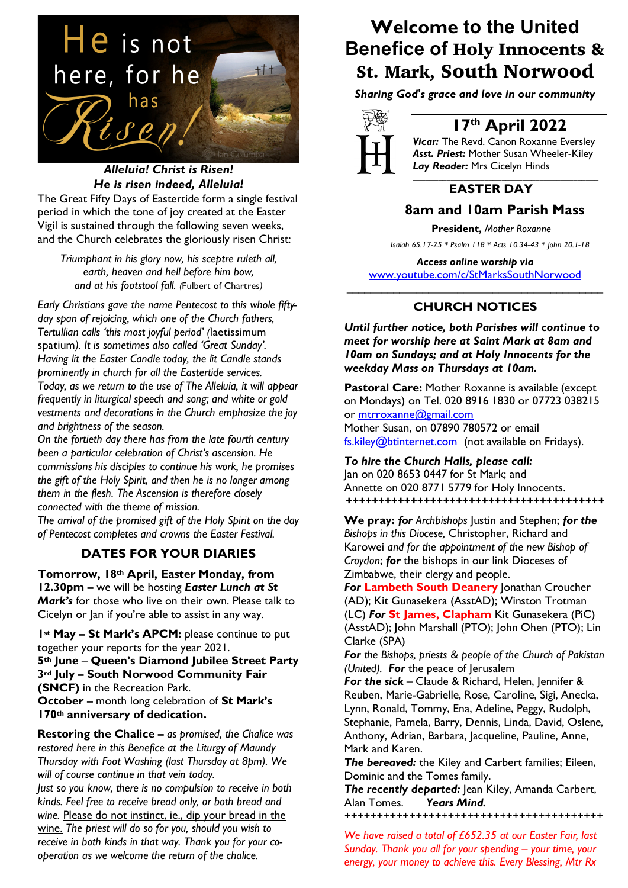He is not here, for he has Risen!

***Alleluia! Christ is Risen!***
***He is risen indeed, Alleluia!***

The Great Fifty Days of Eastertide form a single festival period in which the tone of joy created at the Easter Vigil is sustained through the following seven weeks, and the Church celebrates the gloriously risen Christ:

> *Triumphant in his glory now, his sceptre ruleth all,*
> *earth, heaven and hell before him bow,*
> *and at his footstool fall.* (Fulbert of Chartres)

*Early Christians gave the name Pentecost to this whole fifty-day span of rejoicing, which one of the Church fathers, Tertullian calls 'this most joyful period'* (laetissimum spatium). *It is sometimes also called 'Great Sunday'. Having lit the Easter Candle today, the lit Candle stands prominently in church for all the Eastertide services. Today, as we return to the use of The Alleluia, it will appear frequently in liturgical speech and song; and white or gold vestments and decorations in the Church emphasize the joy and brightness of the season.*
*On the fortieth day there has from the late fourth century been a particular celebration of Christ's ascension. He commissions his disciples to continue his work, he promises the gift of the Holy Spirit, and then he is no longer among them in the flesh. The Ascension is therefore closely connected with the theme of mission.*
*The arrival of the promised gift of the Holy Spirit on the day of Pentecost completes and crowns the Easter Festival.*

## DATES FOR YOUR DIARIES

**Tomorrow, 18th April, Easter Monday, from 12.30pm –** we will be hosting ***Easter Lunch at St Mark's*** for those who live on their own. Please talk to Cicelyn or Jan if you're able to assist in any way.

**1st May – St Mark's APCM:** please continue to put together your reports for the year 2021.
**5th June** – **Queen's Diamond Jubilee Street Party**
**3rd July – South Norwood Community Fair (SNCF)** in the Recreation Park.
**October –** month long celebration of **St Mark's 170th anniversary of dedication.**

**Restoring the Chalice –** *as promised, the Chalice was restored here in this Benefice at the Liturgy of Maundy Thursday with Foot Washing (last Thursday at 8pm). We will of course continue in that vein today.*
*Just so you know, there is no compulsion to receive in both kinds. Feel free to receive bread only, or both bread and wine.* Please do not instinct, ie., dip your bread in the wine. *The priest will do so for you, should you wish to receive in both kinds in that way. Thank you for your co-operation as we welcome the return of the chalice.*

# Welcome to the United Benefice of Holy Innocents & St. Mark, South Norwood

***Sharing God's grace and love in our community***

## 17th April 2022

***Vicar:*** The Revd. Canon Roxanne Eversley
***Asst. Priest:*** Mother Susan Wheeler-Kiley
***Lay Reader:*** Mrs Cicelyn Hinds

## EASTER DAY

## 8am and 10am Parish Mass

**President,** *Mother Roxanne*

*Isaiah 65.17-25 * Psalm 118 * Acts 10.34-43 * John 20.1-18*

***Access online worship via***
www.youtube.com/c/StMarksSouthNorwood

## CHURCH NOTICES

***Until further notice, both Parishes will continue to meet for worship here at Saint Mark at 8am and 10am on Sundays; and at Holy Innocents for the weekday Mass on Thursdays at 10am.***

**Pastoral Care:** Mother Roxanne is available (except on Mondays) on Tel. 020 8916 1830 or 07723 038215 or mtrroxanne@gmail.com
Mother Susan, on 07890 780572 or email fs.kiley@btinternet.com (not available on Fridays).

***To hire the Church Halls, please call:***
Jan on 020 8653 0447 for St Mark; and
Annette on 020 8771 5779 for Holy Innocents.

++++++++++++++++++++++++++++++++++++++++

**We pray:** ***for*** *Archbishops* Justin and Stephen; ***for the*** *Bishops in this Diocese,* Christopher, Richard and Karowei *and for the appointment of the new Bishop of Croydon*; ***for*** the bishops in our link Dioceses of Zimbabwe, their clergy and people.
***For*** **Lambeth South Deanery** Jonathan Croucher (AD); Kit Gunasekera (AsstAD); Winston Trotman (LC) ***For*** **St James, Clapham** Kit Gunasekera (PiC) (AsstAD); John Marshall (PTO); John Ohen (PTO); Lin Clarke (SPA)
***For*** *the Bishops, priests & people of the Church of Pakistan (United).* ***For*** the peace of Jerusalem
***For the sick*** – Claude & Richard, Helen, Jennifer & Reuben, Marie-Gabrielle, Rose, Caroline, Sigi, Anecka, Lynn, Ronald, Tommy, Ena, Adeline, Peggy, Rudolph, Stephanie, Pamela, Barry, Dennis, Linda, David, Oslene, Anthony, Adrian, Barbara, Jacqueline, Pauline, Anne, Mark and Karen.
***The bereaved:*** the Kiley and Carbert families; Eileen, Dominic and the Tomes family.
***The recently departed:*** Jean Kiley, Amanda Carbert, Alan Tomes. ***Years Mind.***

++++++++++++++++++++++++++++++++++++++++

*We have raised a total of £652.35 at our Easter Fair, last Sunday. Thank you all for your spending – your time, your energy, your money to achieve this. Every Blessing, Mtr Rx*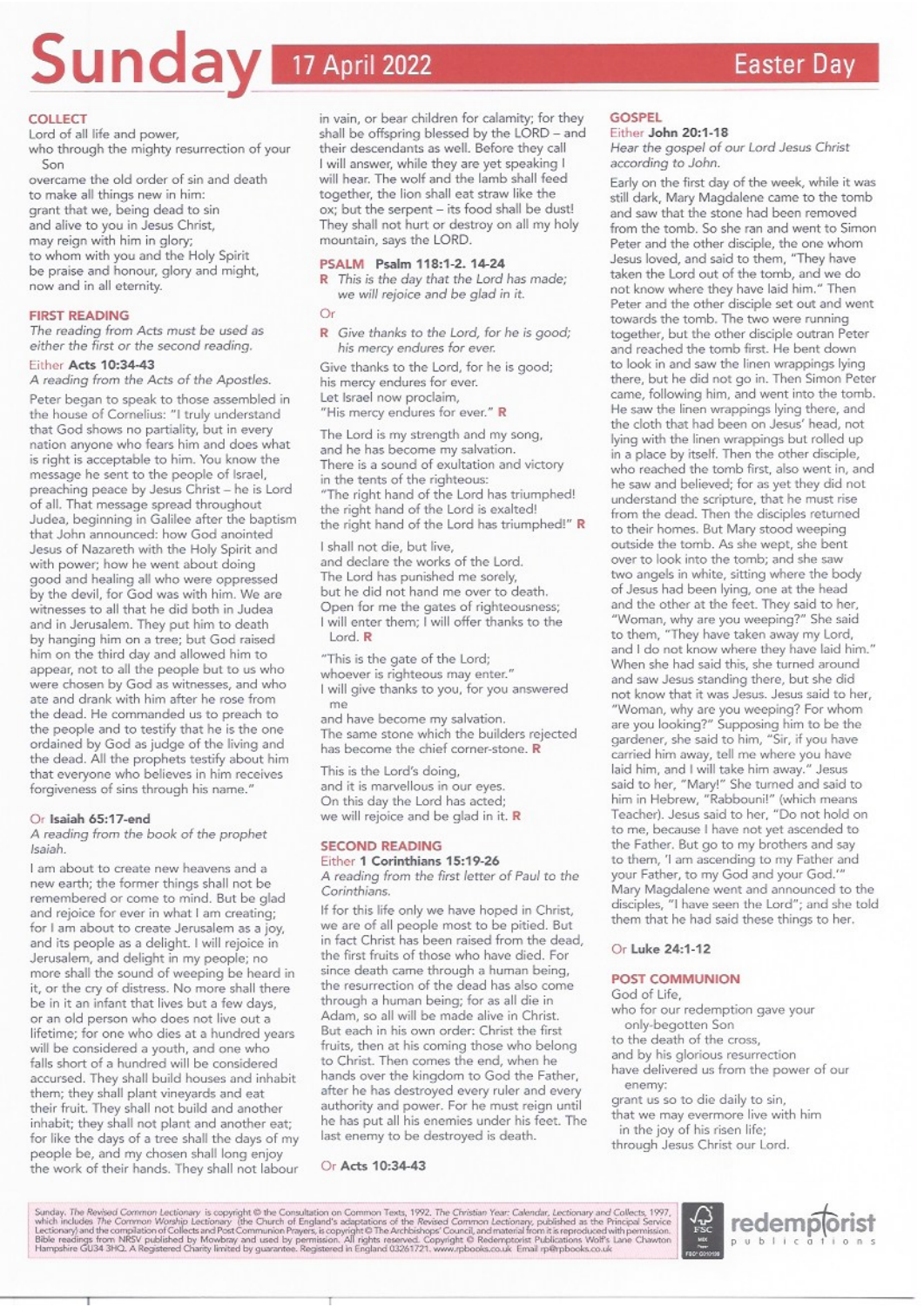# Sunday 17 April 2022 Easter Day

## COLLECT

Lord of all life and power,
who through the mighty resurrection of your Son
overcame the old order of sin and death
to make all things new in him:
grant that we, being dead to sin
and alive to you in Jesus Christ,
may reign with him in glory;
to whom with you and the Holy Spirit
be praise and honour, glory and might,
now and in all eternity.

## FIRST READING

*The reading from Acts must be used as either the first or the second reading.*

Either **Acts 10:34-43**

*A reading from the Acts of the Apostles.*

Peter began to speak to those assembled in the house of Cornelius: "I truly understand that God shows no partiality, but in every nation anyone who fears him and does what is right is acceptable to him. You know the message he sent to the people of Israel, preaching peace by Jesus Christ – he is Lord of all. That message spread throughout Judea, beginning in Galilee after the baptism that John announced: how God anointed Jesus of Nazareth with the Holy Spirit and with power; how he went about doing good and healing all who were oppressed by the devil, for God was with him. We are witnesses to all that he did both in Judea and in Jerusalem. They put him to death by hanging him on a tree; but God raised him on the third day and allowed him to appear, not to all the people but to us who were chosen by God as witnesses, and who ate and drank with him after he rose from the dead. He commanded us to preach to the people and to testify that he is the one ordained by God as judge of the living and the dead. All the prophets testify about him that everyone who believes in him receives forgiveness of sins through his name."

Or **Isaiah 65:17-end**

*A reading from the book of the prophet Isaiah.*

I am about to create new heavens and a new earth; the former things shall not be remembered or come to mind. But be glad and rejoice for ever in what I am creating; for I am about to create Jerusalem as a joy, and its people as a delight. I will rejoice in Jerusalem, and delight in my people; no more shall the sound of weeping be heard in it, or the cry of distress. No more shall there be in it an infant that lives but a few days, or an old person who does not live out a lifetime; for one who dies at a hundred years will be considered a youth, and one who falls short of a hundred will be considered accursed. They shall build houses and inhabit them; they shall plant vineyards and eat their fruit. They shall not build and another inhabit; they shall not plant and another eat; for like the days of a tree shall the days of my people be, and my chosen shall long enjoy the work of their hands. They shall not labour in vain, or bear children for calamity; for they shall be offspring blessed by the LORD – and their descendants as well. Before they call I will answer, while they are yet speaking I will hear. The wolf and the lamb shall feed together, the lion shall eat straw like the ox; but the serpent – its food shall be dust! They shall not hurt or destroy on all my holy mountain, says the LORD.

## PSALM Psalm 118:1-2. 14-24

**R** *This is the day that the Lord has made; we will rejoice and be glad in it.*

Or

**R** *Give thanks to the Lord, for he is good; his mercy endures for ever.*

Give thanks to the Lord, for he is good;
his mercy endures for ever.
Let Israel now proclaim,
"His mercy endures for ever." **R**

The Lord is my strength and my song,
and he has become my salvation.
There is a sound of exultation and victory
in the tents of the righteous:
"The right hand of the Lord has triumphed!
the right hand of the Lord is exalted!
the right hand of the Lord has triumphed!" **R**

I shall not die, but live,
and declare the works of the Lord.
The Lord has punished me sorely,
but he did not hand me over to death.
Open for me the gates of righteousness;
I will enter them; I will offer thanks to the Lord. **R**

"This is the gate of the Lord;
whoever is righteous may enter."
I will give thanks to you, for you answered me
and have become my salvation.
The same stone which the builders rejected
has become the chief corner-stone. **R**

This is the Lord's doing,
and it is marvellous in our eyes.
On this day the Lord has acted;
we will rejoice and be glad in it. **R**

## SECOND READING

Either **1 Corinthians 15:19-26**

*A reading from the first letter of Paul to the Corinthians.*

If for this life only we have hoped in Christ, we are of all people most to be pitied. But in fact Christ has been raised from the dead, the first fruits of those who have died. For since death came through a human being, the resurrection of the dead has also come through a human being; for as all die in Adam, so all will be made alive in Christ. But each in his own order: Christ the first fruits, then at his coming those who belong to Christ. Then comes the end, when he hands over the kingdom to God the Father, after he has destroyed every ruler and every authority and power. For he must reign until he has put all his enemies under his feet. The last enemy to be destroyed is death.

Or **Acts 10:34-43**

## GOSPEL

Either **John 20:1-18**

*Hear the gospel of our Lord Jesus Christ according to John.*

Early on the first day of the week, while it was still dark, Mary Magdalene came to the tomb and saw that the stone had been removed from the tomb. So she ran and went to Simon Peter and the other disciple, the one whom Jesus loved, and said to them, "They have taken the Lord out of the tomb, and we do not know where they have laid him." Then Peter and the other disciple set out and went towards the tomb. The two were running together, but the other disciple outran Peter and reached the tomb first. He bent down to look in and saw the linen wrappings lying there, but he did not go in. Then Simon Peter came, following him, and went into the tomb. He saw the linen wrappings lying there, and the cloth that had been on Jesus' head, not lying with the linen wrappings but rolled up in a place by itself. Then the other disciple, who reached the tomb first, also went in, and he saw and believed; for as yet they did not understand the scripture, that he must rise from the dead. Then the disciples returned to their homes. But Mary stood weeping outside the tomb. As she wept, she bent over to look into the tomb; and she saw two angels in white, sitting where the body of Jesus had been lying, one at the head and the other at the feet. They said to her, "Woman, why are you weeping?" She said to them, "They have taken away my Lord, and I do not know where they have laid him." When she had said this, she turned around and saw Jesus standing there, but she did not know that it was Jesus. Jesus said to her, "Woman, why are you weeping? For whom are you looking?" Supposing him to be the gardener, she said to him, "Sir, if you have carried him away, tell me where you have laid him, and I will take him away." Jesus said to her, "Mary!" She turned and said to him in Hebrew, "Rabbouni!" (which means Teacher). Jesus said to her, "Do not hold on to me, because I have not yet ascended to the Father. But go to my brothers and say to them, 'I am ascending to my Father and your Father, to my God and your God.'" Mary Magdalene went and announced to the disciples, "I have seen the Lord"; and she told them that he had said these things to her.

Or **Luke 24:1-12**

## POST COMMUNION

God of Life,
who for our redemption gave your only-begotten Son
to the death of the cross,
and by his glorious resurrection
have delivered us from the power of our enemy:
grant us so to die daily to sin,
that we may evermore live with him
in the joy of his risen life;
through Jesus Christ our Lord.

Sunday. *The Revised Common Lectionary* is copyright © the Consultation on Common Texts, 1992. *The Christian Year: Calendar, Lectionary and Collects*, 1997, which includes *The Common Worship Lectionary* (the Church of England's adaptations of the *Revised Common Lectionary*, published as the Principal Service Lectionary) and the compilation of Collects and Post Communion Prayers, is copyright © The Archbishops' Council, and material from it is reproduced with permission. Bible readings from NRSV published by Mowbray and used by permission. All rights reserved. Copyright © Redemptorist Publications Wolf's Lane Chawton Hampshire GU34 3HQ. A Registered Charity limited by guarantee. Registered in England 03261721. www.rpbooks.co.uk Email rp@rpbooks.co.uk

redemptorist publications